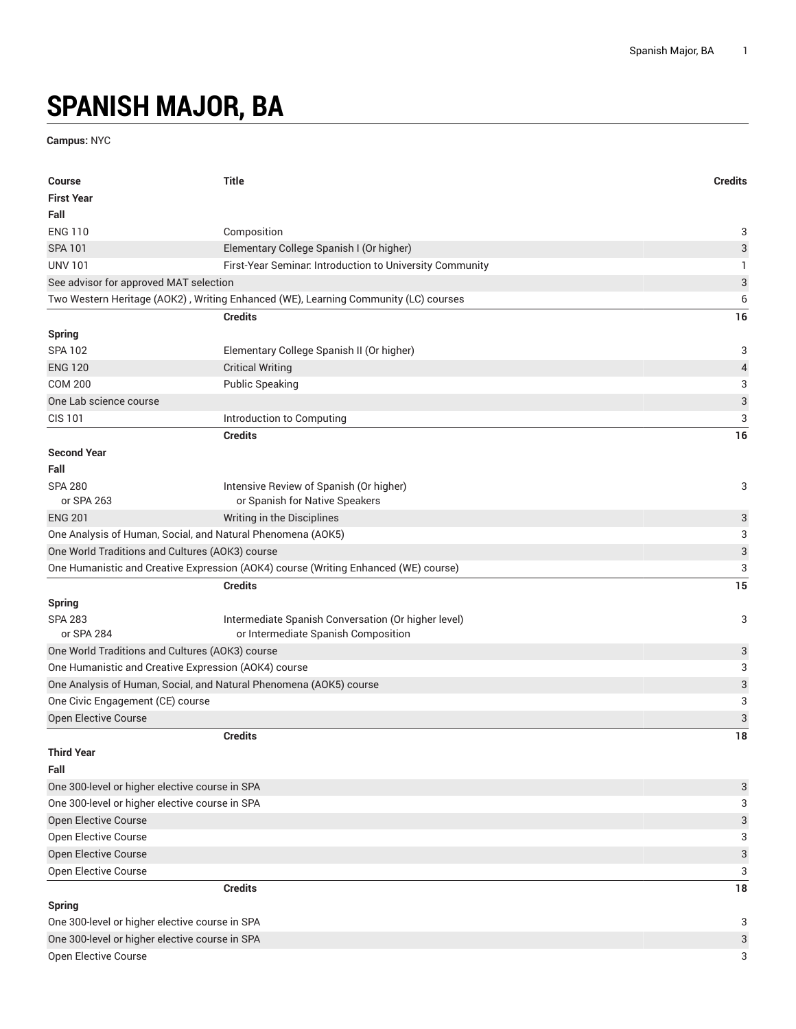# SPANISH MAJOR, BA

**Campus:** NYC

| Course | Title | Credits |
|---|---|---|
| **First Year** | | |
| **Fall** | | |
| ENG 110 | Composition | 3 |
| SPA 101 | Elementary College Spanish I (Or higher) | 3 |
| UNV 101 | First-Year Seminar: Introduction to University Community | 1 |
| See advisor for approved MAT selection | | 3 |
| Two Western Heritage (AOK2) , Writing Enhanced (WE), Learning Community (LC) courses | | 6 |
| | **Credits** | **16** |
| **Spring** | | |
| SPA 102 | Elementary College Spanish II (Or higher) | 3 |
| ENG 120 | Critical Writing | 4 |
| COM 200 | Public Speaking | 3 |
| One Lab science course | | 3 |
| CIS 101 | Introduction to Computing | 3 |
| | **Credits** | **16** |
| **Second Year** | | |
| **Fall** | | |
| SPA 280 or SPA 263 | Intensive Review of Spanish (Or higher) or Spanish for Native Speakers | 3 |
| ENG 201 | Writing in the Disciplines | 3 |
| One Analysis of Human, Social, and Natural Phenomena (AOK5) | | 3 |
| One World Traditions and Cultures (AOK3) course | | 3 |
| One Humanistic and Creative Expression (AOK4) course (Writing Enhanced (WE) course) | | 3 |
| | **Credits** | **15** |
| **Spring** | | |
| SPA 283 or SPA 284 | Intermediate Spanish Conversation (Or higher level) or Intermediate Spanish Composition | 3 |
| One World Traditions and Cultures (AOK3) course | | 3 |
| One Humanistic and Creative Expression (AOK4) course | | 3 |
| One Analysis of Human, Social, and Natural Phenomena (AOK5) course | | 3 |
| One Civic Engagement (CE) course | | 3 |
| Open Elective Course | | 3 |
| | **Credits** | **18** |
| **Third Year** | | |
| **Fall** | | |
| One 300-level or higher elective course in SPA | | 3 |
| One 300-level or higher elective course in SPA | | 3 |
| Open Elective Course | | 3 |
| Open Elective Course | | 3 |
| Open Elective Course | | 3 |
| Open Elective Course | | 3 |
| | **Credits** | **18** |
| **Spring** | | |
| One 300-level or higher elective course in SPA | | 3 |
| One 300-level or higher elective course in SPA | | 3 |
| Open Elective Course | | 3 |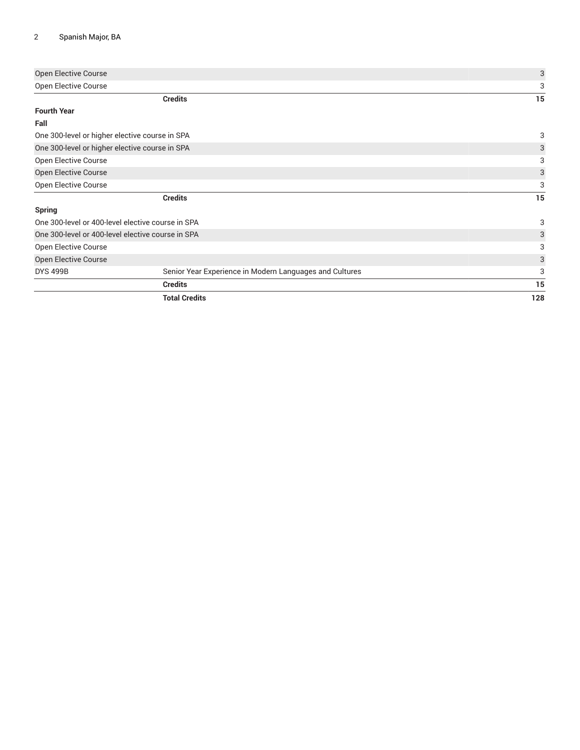| | | |
|---|---|---|
| Open Elective Course | | 3 |
| Open Elective Course | | 3 |
| | **Credits** | **15** |
| **Fourth Year** | | |
| **Fall** | | |
| One 300-level or higher elective course in SPA | | 3 |
| One 300-level or higher elective course in SPA | | 3 |
| Open Elective Course | | 3 |
| Open Elective Course | | 3 |
| Open Elective Course | | 3 |
| | **Credits** | **15** |
| **Spring** | | |
| One 300-level or 400-level elective course in SPA | | 3 |
| One 300-level or 400-level elective course in SPA | | 3 |
| Open Elective Course | | 3 |
| Open Elective Course | | 3 |
| DYS 499B | Senior Year Experience in Modern Languages and Cultures | 3 |
| | **Credits** | **15** |
| | **Total Credits** | **128** |